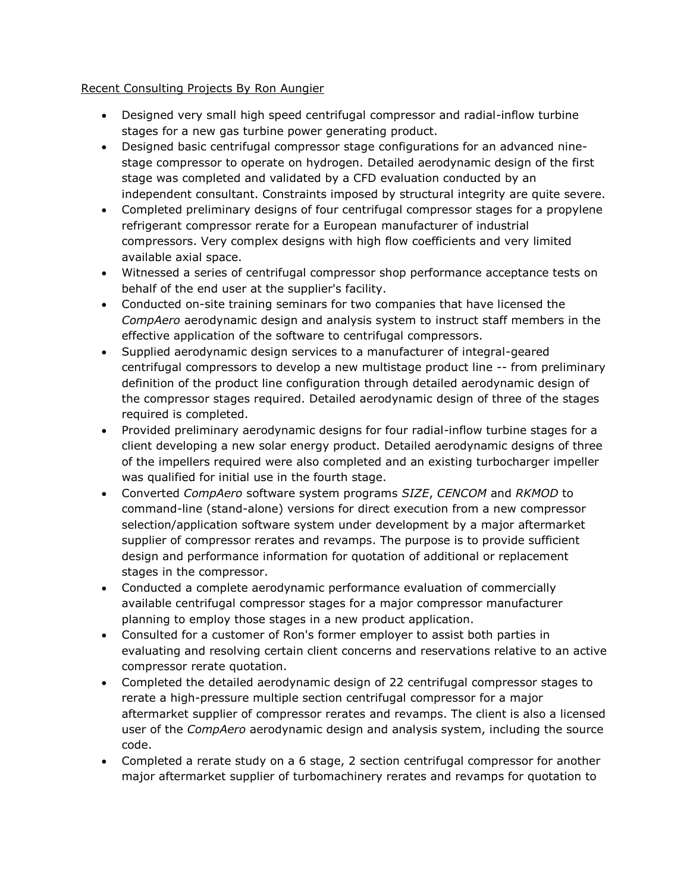Recent Consulting Projects By Ron Aungier

- Designed very small high speed centrifugal compressor and radial-inflow turbine stages for a new gas turbine power generating product.
- Designed basic centrifugal compressor stage configurations for an advanced nine-stage compressor to operate on hydrogen. Detailed aerodynamic design of the first stage was completed and validated by a CFD evaluation conducted by an independent consultant. Constraints imposed by structural integrity are quite severe.
- Completed preliminary designs of four centrifugal compressor stages for a propylene refrigerant compressor rerate for a European manufacturer of industrial compressors. Very complex designs with high flow coefficients and very limited available axial space.
- Witnessed a series of centrifugal compressor shop performance acceptance tests on behalf of the end user at the supplier's facility.
- Conducted on-site training seminars for two companies that have licensed the *CompAero* aerodynamic design and analysis system to instruct staff members in the effective application of the software to centrifugal compressors.
- Supplied aerodynamic design services to a manufacturer of integral-geared centrifugal compressors to develop a new multistage product line -- from preliminary definition of the product line configuration through detailed aerodynamic design of the compressor stages required. Detailed aerodynamic design of three of the stages required is completed.
- Provided preliminary aerodynamic designs for four radial-inflow turbine stages for a client developing a new solar energy product. Detailed aerodynamic designs of three of the impellers required were also completed and an existing turbocharger impeller was qualified for initial use in the fourth stage.
- Converted *CompAero* software system programs *SIZE*, *CENCOM* and *RKMOD* to command-line (stand-alone) versions for direct execution from a new compressor selection/application software system under development by a major aftermarket supplier of compressor rerates and revamps. The purpose is to provide sufficient design and performance information for quotation of additional or replacement stages in the compressor.
- Conducted a complete aerodynamic performance evaluation of commercially available centrifugal compressor stages for a major compressor manufacturer planning to employ those stages in a new product application.
- Consulted for a customer of Ron's former employer to assist both parties in evaluating and resolving certain client concerns and reservations relative to an active compressor rerate quotation.
- Completed the detailed aerodynamic design of 22 centrifugal compressor stages to rerate a high-pressure multiple section centrifugal compressor for a major aftermarket supplier of compressor rerates and revamps. The client is also a licensed user of the *CompAero* aerodynamic design and analysis system, including the source code.
- Completed a rerate study on a 6 stage, 2 section centrifugal compressor for another major aftermarket supplier of turbomachinery rerates and revamps for quotation to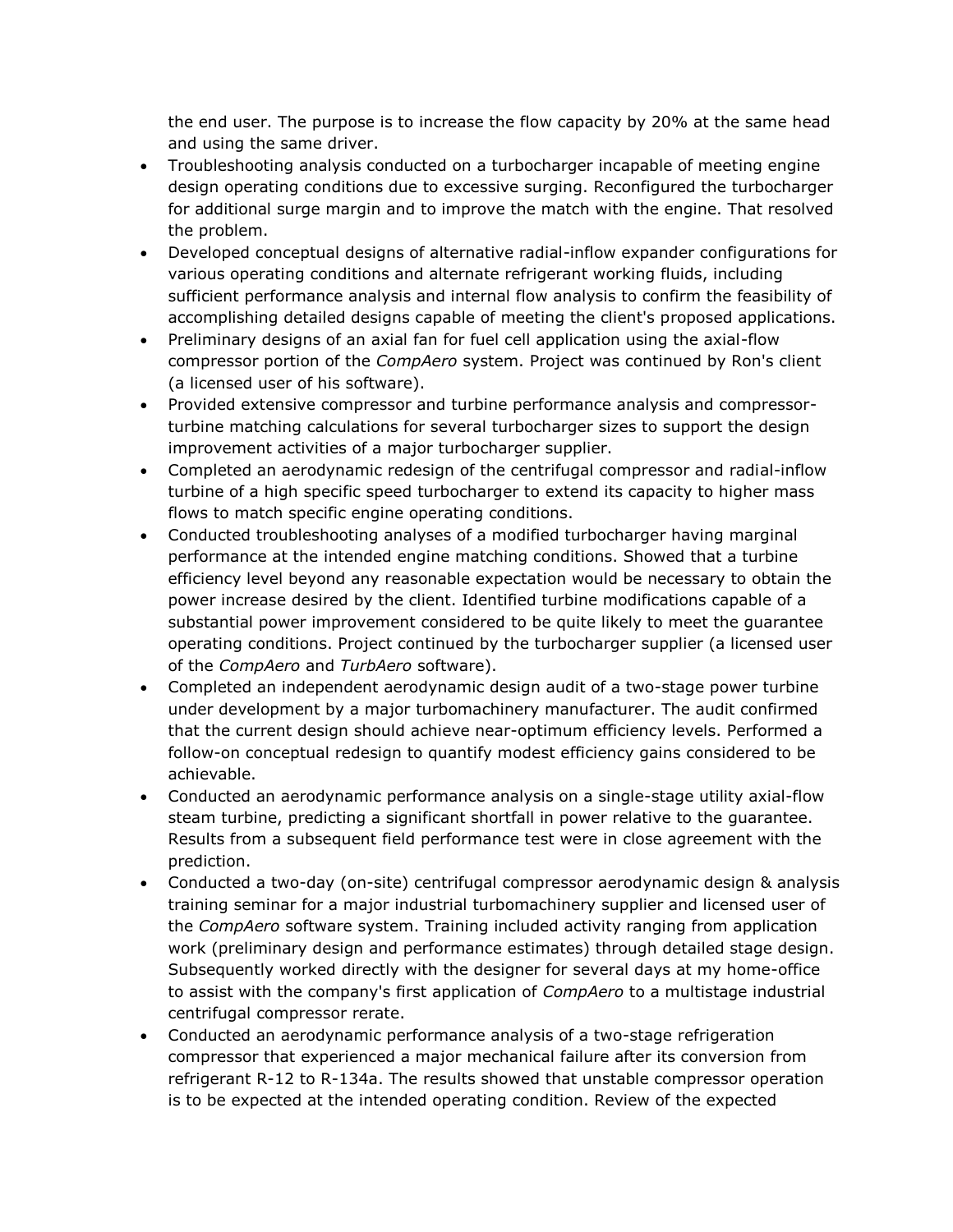the end user. The purpose is to increase the flow capacity by 20% at the same head and using the same driver.

- Troubleshooting analysis conducted on a turbocharger incapable of meeting engine design operating conditions due to excessive surging. Reconfigured the turbocharger for additional surge margin and to improve the match with the engine. That resolved the problem.
- Developed conceptual designs of alternative radial-inflow expander configurations for various operating conditions and alternate refrigerant working fluids, including sufficient performance analysis and internal flow analysis to confirm the feasibility of accomplishing detailed designs capable of meeting the client's proposed applications.
- Preliminary designs of an axial fan for fuel cell application using the axial-flow compressor portion of the *CompAero* system. Project was continued by Ron's client (a licensed user of his software).
- Provided extensive compressor and turbine performance analysis and compressor-turbine matching calculations for several turbocharger sizes to support the design improvement activities of a major turbocharger supplier.
- Completed an aerodynamic redesign of the centrifugal compressor and radial-inflow turbine of a high specific speed turbocharger to extend its capacity to higher mass flows to match specific engine operating conditions.
- Conducted troubleshooting analyses of a modified turbocharger having marginal performance at the intended engine matching conditions. Showed that a turbine efficiency level beyond any reasonable expectation would be necessary to obtain the power increase desired by the client. Identified turbine modifications capable of a substantial power improvement considered to be quite likely to meet the guarantee operating conditions. Project continued by the turbocharger supplier (a licensed user of the *CompAero* and *TurbAero* software).
- Completed an independent aerodynamic design audit of a two-stage power turbine under development by a major turbomachinery manufacturer. The audit confirmed that the current design should achieve near-optimum efficiency levels. Performed a follow-on conceptual redesign to quantify modest efficiency gains considered to be achievable.
- Conducted an aerodynamic performance analysis on a single-stage utility axial-flow steam turbine, predicting a significant shortfall in power relative to the guarantee. Results from a subsequent field performance test were in close agreement with the prediction.
- Conducted a two-day (on-site) centrifugal compressor aerodynamic design & analysis training seminar for a major industrial turbomachinery supplier and licensed user of the *CompAero* software system. Training included activity ranging from application work (preliminary design and performance estimates) through detailed stage design. Subsequently worked directly with the designer for several days at my home-office to assist with the company's first application of *CompAero* to a multistage industrial centrifugal compressor rerate.
- Conducted an aerodynamic performance analysis of a two-stage refrigeration compressor that experienced a major mechanical failure after its conversion from refrigerant R-12 to R-134a. The results showed that unstable compressor operation is to be expected at the intended operating condition. Review of the expected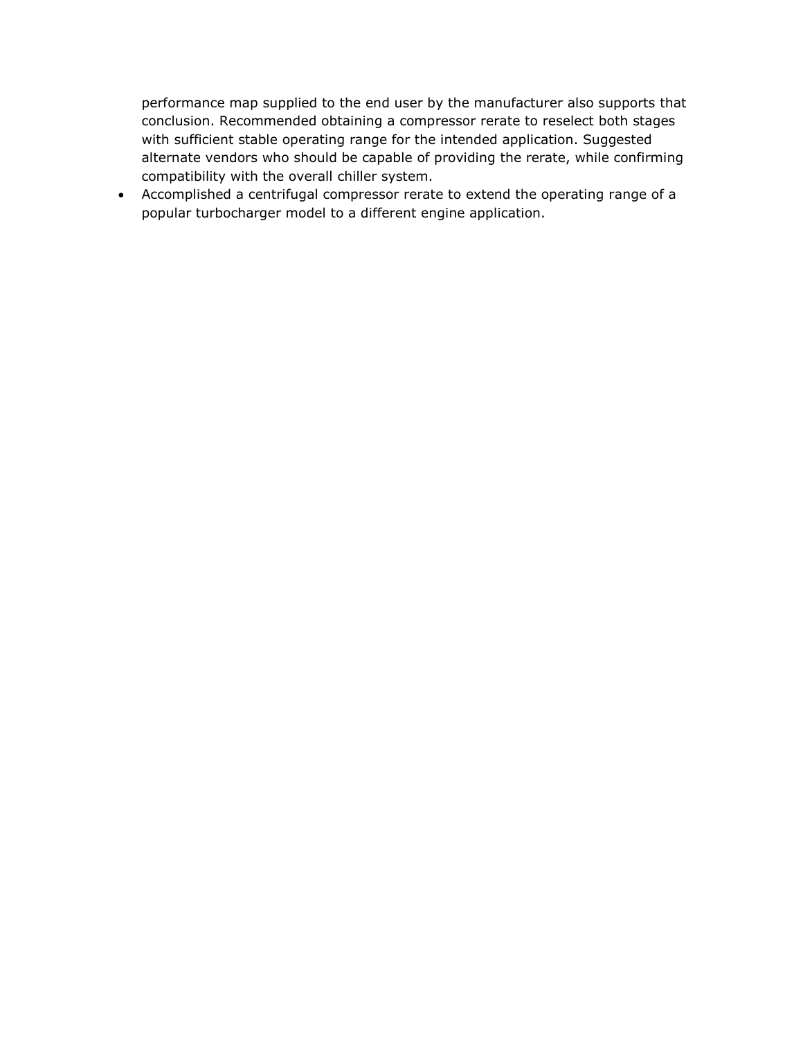performance map supplied to the end user by the manufacturer also supports that conclusion. Recommended obtaining a compressor rerate to reselect both stages with sufficient stable operating range for the intended application. Suggested alternate vendors who should be capable of providing the rerate, while confirming compatibility with the overall chiller system.

- Accomplished a centrifugal compressor rerate to extend the operating range of a popular turbocharger model to a different engine application.